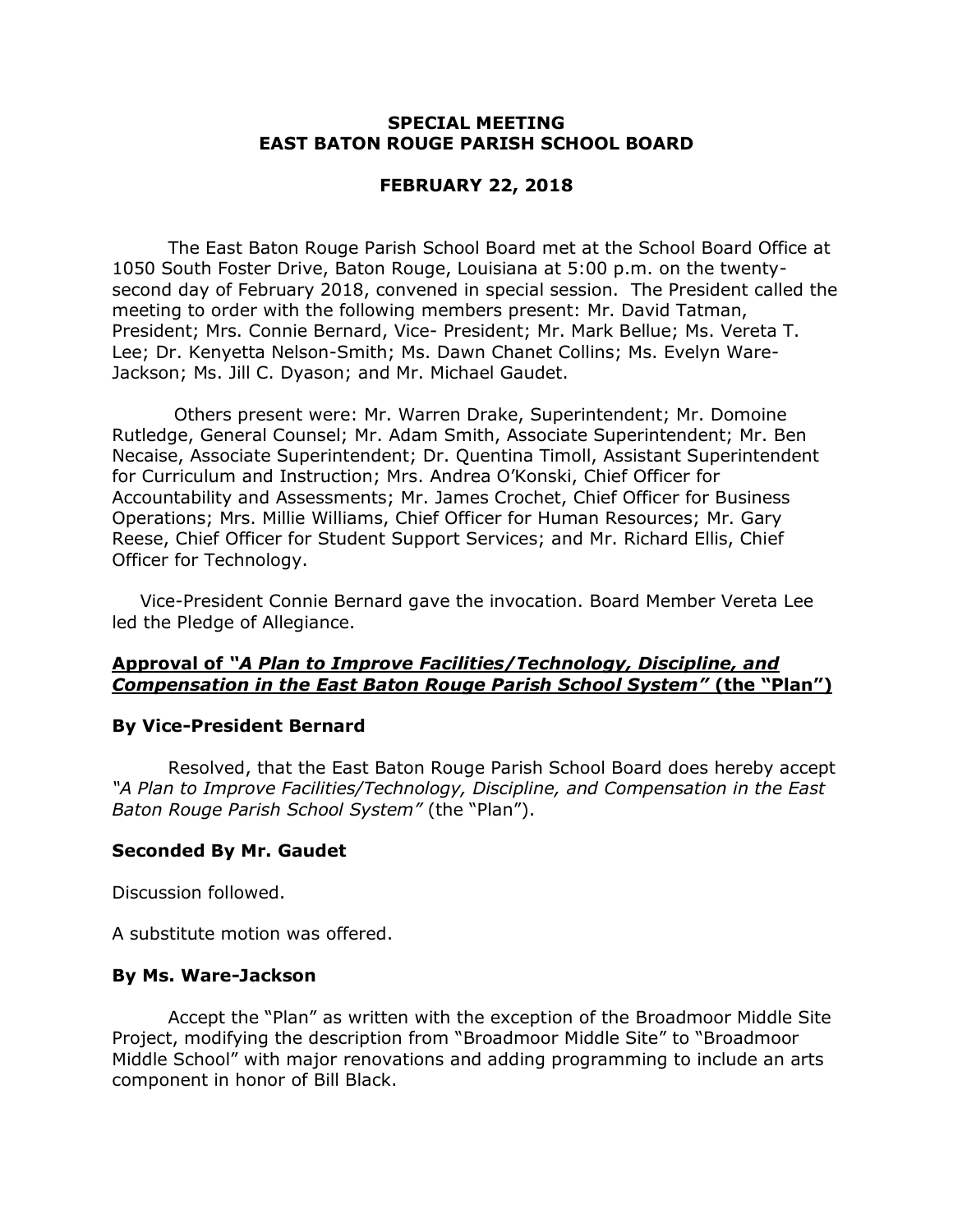**SPECIAL MEETING**
**EAST BATON ROUGE PARISH SCHOOL BOARD**

**FEBRUARY 22, 2018**

The East Baton Rouge Parish School Board met at the School Board Office at 1050 South Foster Drive, Baton Rouge, Louisiana at 5:00 p.m. on the twenty-second day of February 2018, convened in special session. The President called the meeting to order with the following members present: Mr. David Tatman, President; Mrs. Connie Bernard, Vice- President; Mr. Mark Bellue; Ms. Vereta T. Lee; Dr. Kenyetta Nelson-Smith; Ms. Dawn Chanet Collins; Ms. Evelyn Ware-Jackson; Ms. Jill C. Dyason; and Mr. Michael Gaudet.

Others present were: Mr. Warren Drake, Superintendent; Mr. Domoine Rutledge, General Counsel; Mr. Adam Smith, Associate Superintendent; Mr. Ben Necaise, Associate Superintendent; Dr. Quentina Timoll, Assistant Superintendent for Curriculum and Instruction; Mrs. Andrea O'Konski, Chief Officer for Accountability and Assessments; Mr. James Crochet, Chief Officer for Business Operations; Mrs. Millie Williams, Chief Officer for Human Resources; Mr. Gary Reese, Chief Officer for Student Support Services; and Mr. Richard Ellis, Chief Officer for Technology.

Vice-President Connie Bernard gave the invocation. Board Member Vereta Lee led the Pledge of Allegiance.

**Approval of *"A Plan to Improve Facilities/Technology, Discipline, and Compensation in the East Baton Rouge Parish School System"* (the "Plan")**

**By Vice-President Bernard**

Resolved, that the East Baton Rouge Parish School Board does hereby accept *"A Plan to Improve Facilities/Technology, Discipline, and Compensation in the East Baton Rouge Parish School System"* (the "Plan").

**Seconded By Mr. Gaudet**

Discussion followed.

A substitute motion was offered.

**By Ms. Ware-Jackson**

Accept the "Plan" as written with the exception of the Broadmoor Middle Site Project, modifying the description from "Broadmoor Middle Site" to "Broadmoor Middle School" with major renovations and adding programming to include an arts component in honor of Bill Black.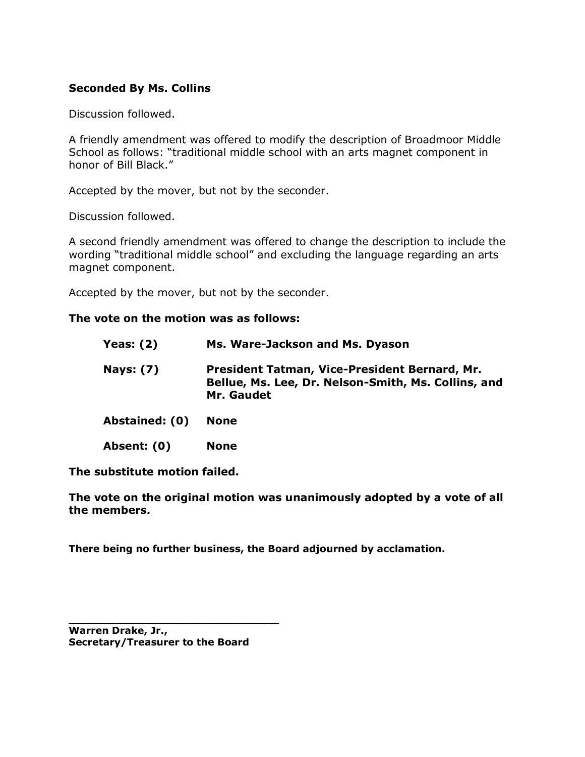**Seconded By Ms. Collins**

Discussion followed.

A friendly amendment was offered to modify the description of Broadmoor Middle School as follows: "traditional middle school with an arts magnet component in honor of Bill Black."

Accepted by the mover, but not by the seconder.

Discussion followed.

A second friendly amendment was offered to change the description to include the wording "traditional middle school" and excluding the language regarding an arts magnet component.

Accepted by the mover, but not by the seconder.

**The vote on the motion was as follows:**

| | |
|---|---|
| **Yeas: (2)** | **Ms. Ware-Jackson and Ms. Dyason** |
| **Nays: (7)** | **President Tatman, Vice-President Bernard, Mr. Bellue, Ms. Lee, Dr. Nelson-Smith, Ms. Collins, and Mr. Gaudet** |
| **Abstained: (0)** | **None** |
| **Absent: (0)** | **None** |

**The substitute motion failed.**

**The vote on the original motion was unanimously adopted by a vote of all the members.**

**There being no further business, the Board adjourned by acclamation.**

\_\_\_\_\_\_\_\_\_\_\_\_\_\_\_\_\_\_\_\_\_\_\_\_\_\_\_\_\_\_\_\_

**Warren Drake, Jr.,**
**Secretary/Treasurer to the Board**